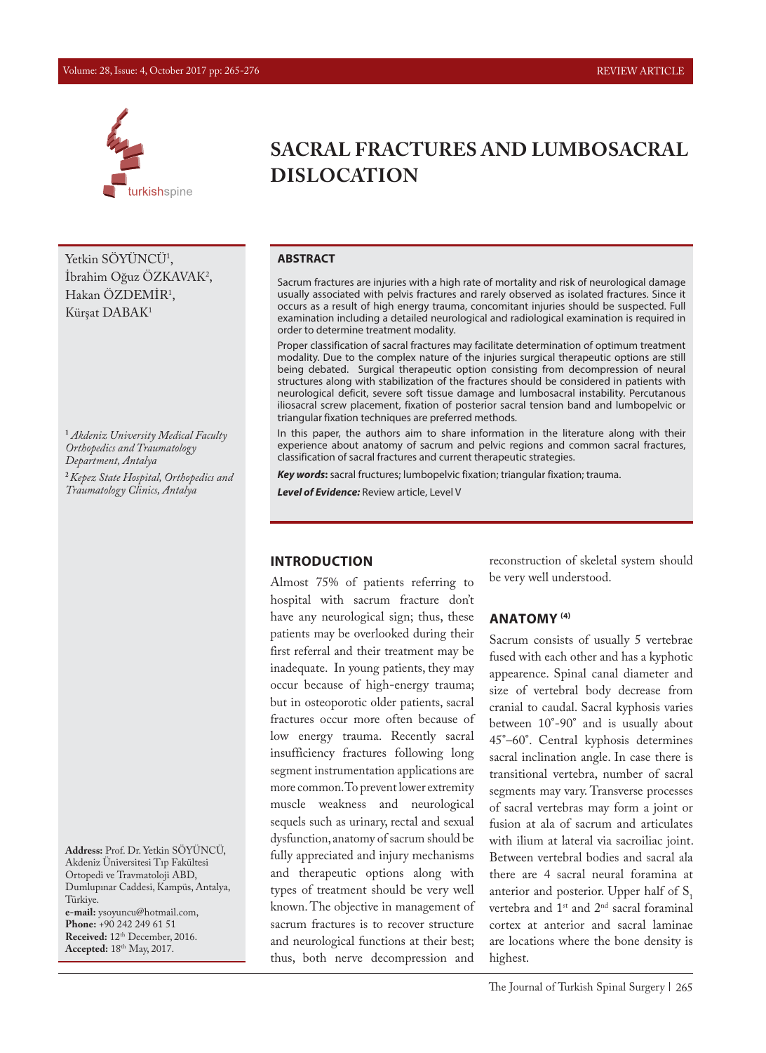# SACRAL FRACTURES AND LUMBOSACRAL DISLOCATION

Yetkin SÖYÜNCÜ[1], İbrahim Oğuz ÖZKAVAK[2], Hakan ÖZDEMİR[1], Kürşat DABAK[1]

[1] *Akdeniz University Medical Faculty Orthopedics and Traumatology Department, Antalya*

[2] *Kepez State Hospital, Orthopedics and Traumatology Clinics, Antalya*

**Address:** Prof. Dr. Yetkin SÖYÜNCÜ, Akdeniz Üniversitesi Tıp Fakültesi Ortopedi ve Travmatoloji ABD, Dumlupınar Caddesi, Kampüs, Antalya, Türkiye.
**e-mail:** ysoyuncu@hotmail.com,
**Phone:** +90 242 249 61 51
**Received:** 12th December, 2016.
**Accepted:** 18th May, 2017.

## ABSTRACT

Sacrum fractures are injuries with a high rate of mortality and risk of neurological damage usually associated with pelvis fractures and rarely observed as isolated fractures. Since it occurs as a result of high energy trauma, concomitant injuries should be suspected. Full examination including a detailed neurological and radiological examination is required in order to determine treatment modality.

Proper classification of sacral fractures may facilitate determination of optimum treatment modality. Due to the complex nature of the injuries surgical therapeutic options are still being debated. Surgical therapeutic option consisting from decompression of neural structures along with stabilization of the fractures should be considered in patients with neurological deficit, severe soft tissue damage and lumbosacral instability. Percutanous iliosacral screw placement, fixation of posterior sacral tension band and lumbopelvic or triangular fixation techniques are preferred methods.

In this paper, the authors aim to share information in the literature along with their experience about anatomy of sacrum and pelvic regions and common sacral fractures, classification of sacral fractures and current therapeutic strategies.

***Key words:*** sacral fructures; lumbopelvic fixation; triangular fixation; trauma.

***Level of Evidence:*** Review article, Level V

## INTRODUCTION

Almost 75% of patients referring to hospital with sacrum fracture don't have any neurological sign; thus, these patients may be overlooked during their first referral and their treatment may be inadequate. In young patients, they may occur because of high-energy trauma; but in osteoporotic older patients, sacral fractures occur more often because of low energy trauma. Recently sacral insufficiency fractures following long segment instrumentation applications are more common. To prevent lower extremity muscle weakness and neurological sequels such as urinary, rectal and sexual dysfunction, anatomy of sacrum should be fully appreciated and injury mechanisms and therapeutic options along with types of treatment should be very well known. The objective in management of sacrum fractures is to recover structure and neurological functions at their best; thus, both nerve decompression and reconstruction of skeletal system should be very well understood.

## ANATOMY [4]

Sacrum consists of usually 5 vertebrae fused with each other and has a kyphotic appearence. Spinal canal diameter and size of vertebral body decrease from cranial to caudal. Sacral kyphosis varies between 10˚-90˚ and is usually about 45˚–60˚. Central kyphosis determines sacral inclination angle. In case there is transitional vertebra, number of sacral segments may vary. Transverse processes of sacral vertebras may form a joint or fusion at ala of sacrum and articulates with ilium at lateral via sacroiliac joint. Between vertebral bodies and sacral ala there are 4 sacral neural foramina at anterior and posterior. Upper half of $S_1$ vertebra and 1st and 2nd sacral foraminal cortex at anterior and sacral laminae are locations where the bone density is highest.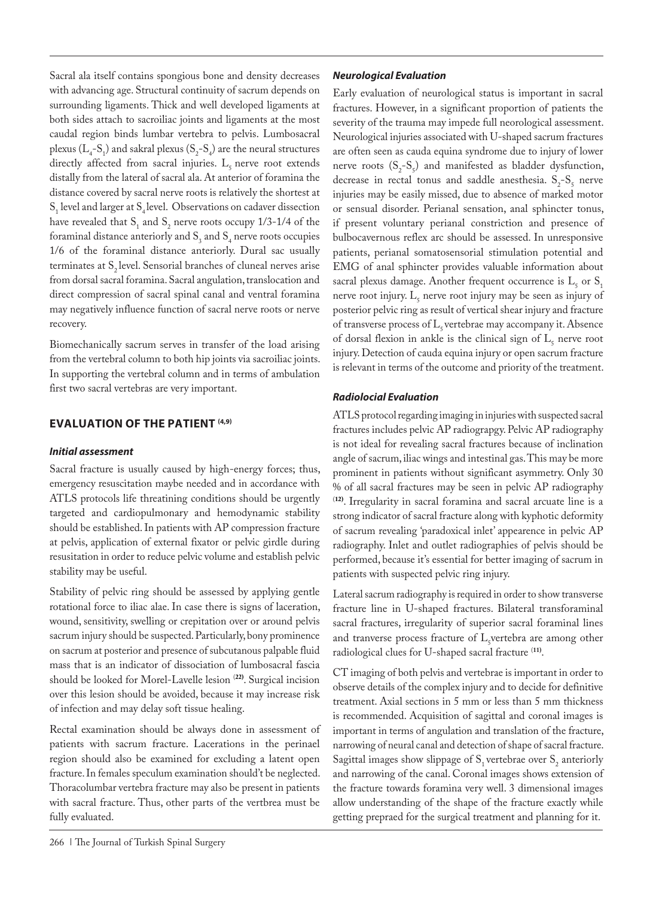Sacral ala itself contains spongious bone and density decreases with advancing age. Structural continuity of sacrum depends on surrounding ligaments. Thick and well developed ligaments at both sides attach to sacroiliac joints and ligaments at the most caudal region binds lumbar vertebra to pelvis. Lumbosacral plexus ($L_4$-$S_1$) and sakral plexus ($S_2$-$S_4$) are the neural structures directly affected from sacral injuries. $L_5$ nerve root extends distally from the lateral of sacral ala. At anterior of foramina the distance covered by sacral nerve roots is relatively the shortest at $S_1$ level and larger at $S_4$ level. Observations on cadaver dissection have revealed that $S_1$ and $S_2$ nerve roots occupy 1/3-1/4 of the foraminal distance anteriorly and $S_3$ and $S_4$ nerve roots occupies 1/6 of the foraminal distance anteriorly. Dural sac usually terminates at $S_2$ level. Sensorial branches of cluneal nerves arise from dorsal sacral foramina. Sacral angulation, translocation and direct compression of sacral spinal canal and ventral foramina may negatively influence function of sacral nerve roots or nerve recovery.

Biomechanically sacrum serves in transfer of the load arising from the vertebral column to both hip joints via sacroiliac joints. In supporting the vertebral column and in terms of ambulation first two sacral vertebras are very important.

## EVALUATION OF THE PATIENT [4,9]

### *Initial assessment*

Sacral fracture is usually caused by high-energy forces; thus, emergency resuscitation maybe needed and in accordance with ATLS protocols life threatining conditions should be urgently targeted and cardiopulmonary and hemodynamic stability should be established. In patients with AP compression fracture at pelvis, application of external fixator or pelvic girdle during resusitation in order to reduce pelvic volume and establish pelvic stability may be useful.

Stability of pelvic ring should be assessed by applying gentle rotational force to iliac alae. In case there is signs of laceration, wound, sensitivity, swelling or crepitation over or around pelvis sacrum injury should be suspected. Particularly, bony prominence on sacrum at posterior and presence of subcutanous palpable fluid mass that is an indicator of dissociation of lumbosacral fascia should be looked for Morel-Lavelle lesion [22]. Surgical incision over this lesion should be avoided, because it may increase risk of infection and may delay soft tissue healing.

Rectal examination should be always done in assessment of patients with sacrum fracture. Lacerations in the perinael region should also be examined for excluding a latent open fracture. In females speculum examination should't be neglected. Thoracolumbar vertebra fracture may also be present in patients with sacral fracture. Thus, other parts of the vertbrea must be fully evaluated.

### *Neurological Evaluation*

Early evaluation of neurological status is important in sacral fractures. However, in a significant proportion of patients the severity of the trauma may impede full neorological assessment. Neurological injuries associated with U-shaped sacrum fractures are often seen as cauda equina syndrome due to injury of lower nerve roots ($S_2$-$S_5$) and manifested as bladder dysfunction, decrease in rectal tonus and saddle anesthesia. $S_2$-$S_5$ nerve injuries may be easily missed, due to absence of marked motor or sensual disorder. Perianal sensation, anal sphincter tonus, if present voluntary perianal constriction and presence of bulbocavernous reflex arc should be assessed. In unresponsive patients, perianal somatosensorial stimulation potential and EMG of anal sphincter provides valuable information about sacral plexus damage. Another frequent occurrence is $L_5$ or $S_1$ nerve root injury. $L_5$ nerve root injury may be seen as injury of posterior pelvic ring as result of vertical shear injury and fracture of transverse process of $L_5$ vertebrae may accompany it. Absence of dorsal flexion in ankle is the clinical sign of $L_5$ nerve root injury. Detection of cauda equina injury or open sacrum fracture is relevant in terms of the outcome and priority of the treatment.

### *Radiolocial Evaluation*

ATLS protocol regarding imaging in injuries with suspected sacral fractures includes pelvic AP radiograpgy. Pelvic AP radiography is not ideal for revealing sacral fractures because of inclination angle of sacrum, iliac wings and intestinal gas. This may be more prominent in patients without significant asymmetry. Only 30 % of all sacral fractures may be seen in pelvic AP radiography [12]. Irregularity in sacral foramina and sacral arcuate line is a strong indicator of sacral fracture along with kyphotic deformity of sacrum revealing 'paradoxical inlet' appearence in pelvic AP radiography. Inlet and outlet radiographies of pelvis should be performed, because it's essential for better imaging of sacrum in patients with suspected pelvic ring injury.

Lateral sacrum radiography is required in order to show transverse fracture line in U-shaped fractures. Bilateral transforaminal sacral fractures, irregularity of superior sacral foraminal lines and tranverse process fracture of $L_5$ vertebra are among other radiological clues for U-shaped sacral fracture [11].

CT imaging of both pelvis and vertebrae is important in order to observe details of the complex injury and to decide for definitive treatment. Axial sections in 5 mm or less than 5 mm thickness is recommended. Acquisition of sagittal and coronal images is important in terms of angulation and translation of the fracture, narrowing of neural canal and detection of shape of sacral fracture. Sagittal images show slippage of $S_1$ vertebrae over $S_2$ anteriorly and narrowing of the canal. Coronal images shows extension of the fracture towards foramina very well. 3 dimensional images allow understanding of the shape of the fracture exactly while getting prepraed for the surgical treatment and planning for it.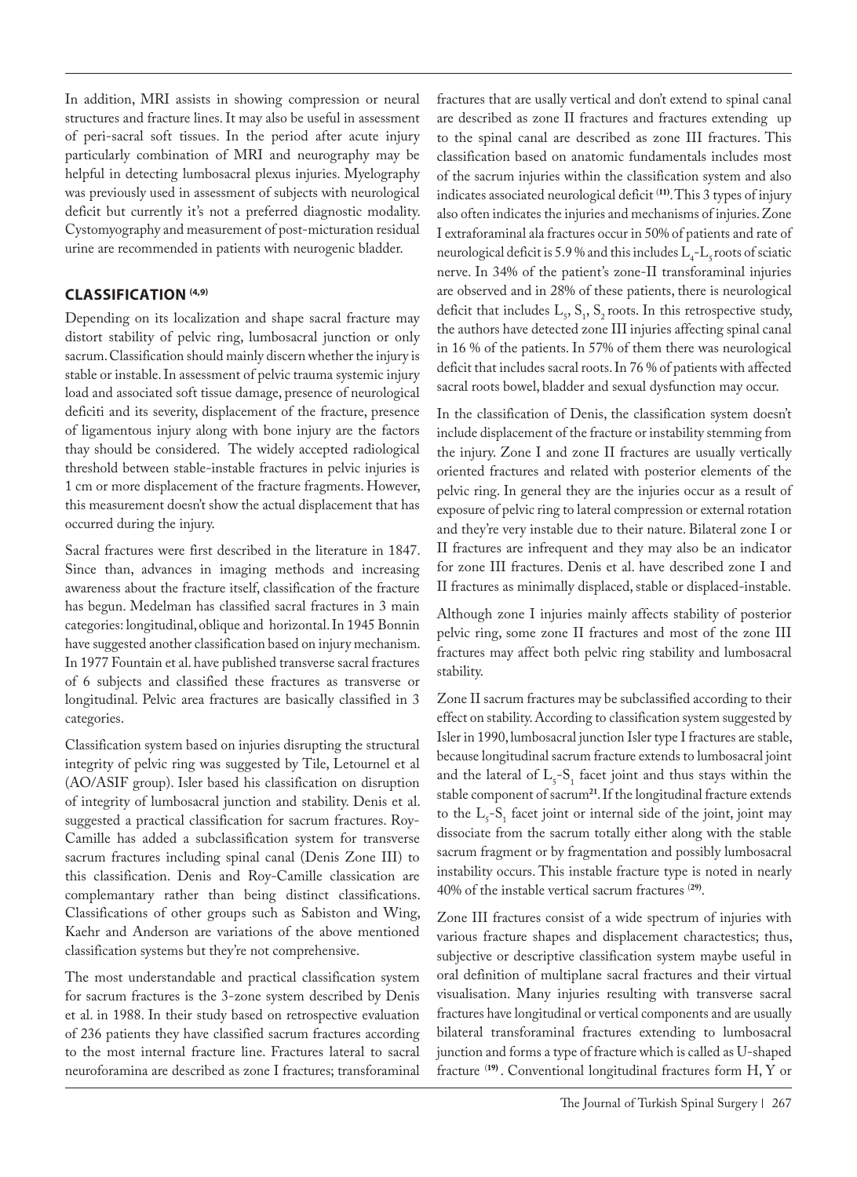In addition, MRI assists in showing compression or neural structures and fracture lines. It may also be useful in assessment of peri-sacral soft tissues. In the period after acute injury particularly combination of MRI and neurography may be helpful in detecting lumbosacral plexus injuries. Myelography was previously used in assessment of subjects with neurological deficit but currently it's not a preferred diagnostic modality. Cystomyography and measurement of post-micturation residual urine are recommended in patients with neurogenic bladder.

## CLASSIFICATION [4,9]

Depending on its localization and shape sacral fracture may distort stability of pelvic ring, lumbosacral junction or only sacrum. Classification should mainly discern whether the injury is stable or instable. In assessment of pelvic trauma systemic injury load and associated soft tissue damage, presence of neurological deficiti and its severity, displacement of the fracture, presence of ligamentous injury along with bone injury are the factors thay should be considered. The widely accepted radiological threshold between stable-instable fractures in pelvic injuries is 1 cm or more displacement of the fracture fragments. However, this measurement doesn't show the actual displacement that has occurred during the injury.

Sacral fractures were first described in the literature in 1847. Since than, advances in imaging methods and increasing awareness about the fracture itself, classification of the fracture has begun. Medelman has classified sacral fractures in 3 main categories: longitudinal, oblique and horizontal. In 1945 Bonnin have suggested another classification based on injury mechanism. In 1977 Fountain et al. have published transverse sacral fractures of 6 subjects and classified these fractures as transverse or longitudinal. Pelvic area fractures are basically classified in 3 categories.

Classification system based on injuries disrupting the structural integrity of pelvic ring was suggested by Tile, Letournel et al (AO/ASIF group). Isler based his classification on disruption of integrity of lumbosacral junction and stability. Denis et al. suggested a practical classification for sacrum fractures. Roy-Camille has added a subclassification system for transverse sacrum fractures including spinal canal (Denis Zone III) to this classification. Denis and Roy-Camille classication are complemantary rather than being distinct classifications. Classifications of other groups such as Sabiston and Wing, Kaehr and Anderson are variations of the above mentioned classification systems but they're not comprehensive.

The most understandable and practical classification system for sacrum fractures is the 3-zone system described by Denis et al. in 1988. In their study based on retrospective evaluation of 236 patients they have classified sacrum fractures according to the most internal fracture line. Fractures lateral to sacral neuroforamina are described as zone I fractures; transforaminal fractures that are usally vertical and don't extend to spinal canal are described as zone II fractures and fractures extending up to the spinal canal are described as zone III fractures. This classification based on anatomic fundamentals includes most of the sacrum injuries within the classification system and also indicates associated neurological deficit [11]. This 3 types of injury also often indicates the injuries and mechanisms of injuries. Zone I extraforaminal ala fractures occur in 50% of patients and rate of neurological deficit is 5.9 % and this includes $L_4$-$L_5$ roots of sciatic nerve. In 34% of the patient's zone-II transforaminal injuries are observed and in 28% of these patients, there is neurological deficit that includes $L_5$, $S_1$, $S_2$ roots. In this retrospective study, the authors have detected zone III injuries affecting spinal canal in 16 % of the patients. In 57% of them there was neurological deficit that includes sacral roots. In 76 % of patients with affected sacral roots bowel, bladder and sexual dysfunction may occur.

In the classification of Denis, the classification system doesn't include displacement of the fracture or instability stemming from the injury. Zone I and zone II fractures are usually vertically oriented fractures and related with posterior elements of the pelvic ring. In general they are the injuries occur as a result of exposure of pelvic ring to lateral compression or external rotation and they're very instable due to their nature. Bilateral zone I or II fractures are infrequent and they may also be an indicator for zone III fractures. Denis et al. have described zone I and II fractures as minimally displaced, stable or displaced-instable.

Although zone I injuries mainly affects stability of posterior pelvic ring, some zone II fractures and most of the zone III fractures may affect both pelvic ring stability and lumbosacral stability.

Zone II sacrum fractures may be subclassified according to their effect on stability. According to classification system suggested by Isler in 1990, lumbosacral junction Isler type I fractures are stable, because longitudinal sacrum fracture extends to lumbosacral joint and the lateral of $L_5$-$S_1$ facet joint and thus stays within the stable component of sacrum[21]. If the longitudinal fracture extends to the $L_5$-$S_1$ facet joint or internal side of the joint, joint may dissociate from the sacrum totally either along with the stable sacrum fragment or by fragmentation and possibly lumbosacral instability occurs. This instable fracture type is noted in nearly 40% of the instable vertical sacrum fractures [29].

Zone III fractures consist of a wide spectrum of injuries with various fracture shapes and displacement charactestics; thus, subjective or descriptive classification system maybe useful in oral definition of multiplane sacral fractures and their virtual visualisation. Many injuries resulting with transverse sacral fractures have longitudinal or vertical components and are usually bilateral transforaminal fractures extending to lumbosacral junction and forms a type of fracture which is called as U-shaped fracture [19]. Conventional longitudinal fractures form H, Y or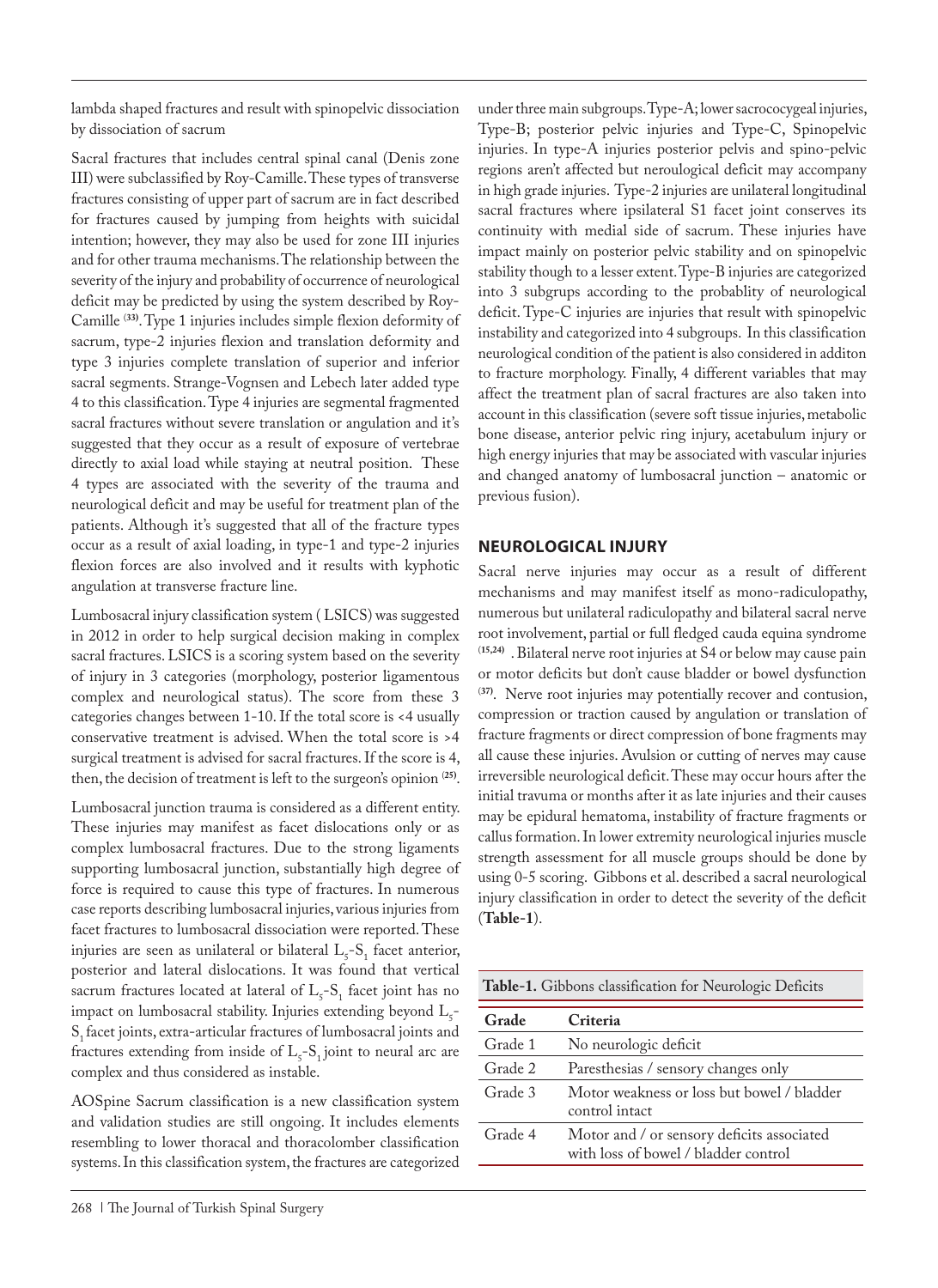lambda shaped fractures and result with spinopelvic dissociation by dissociation of sacrum

Sacral fractures that includes central spinal canal (Denis zone III) were subclassified by Roy-Camille. These types of transverse fractures consisting of upper part of sacrum are in fact described for fractures caused by jumping from heights with suicidal intention; however, they may also be used for zone III injuries and for other trauma mechanisms. The relationship between the severity of the injury and probability of occurrence of neurological deficit may be predicted by using the system described by Roy-Camille [33]. Type 1 injuries includes simple flexion deformity of sacrum, type-2 injuries flexion and translation deformity and type 3 injuries complete translation of superior and inferior sacral segments. Strange-Vognsen and Lebech later added type 4 to this classification. Type 4 injuries are segmental fragmented sacral fractures without severe translation or angulation and it's suggested that they occur as a result of exposure of vertebrae directly to axial load while staying at neutral position. These 4 types are associated with the severity of the trauma and neurological deficit and may be useful for treatment plan of the patients. Although it's suggested that all of the fracture types occur as a result of axial loading, in type-1 and type-2 injuries flexion forces are also involved and it results with kyphotic angulation at transverse fracture line.

Lumbosacral injury classification system ( LSICS) was suggested in 2012 in order to help surgical decision making in complex sacral fractures. LSICS is a scoring system based on the severity of injury in 3 categories (morphology, posterior ligamentous complex and neurological status). The score from these 3 categories changes between 1-10. If the total score is <4 usually conservative treatment is advised. When the total score is >4 surgical treatment is advised for sacral fractures. If the score is 4, then, the decision of treatment is left to the surgeon's opinion [25].

Lumbosacral junction trauma is considered as a different entity. These injuries may manifest as facet dislocations only or as complex lumbosacral fractures. Due to the strong ligaments supporting lumbosacral junction, substantially high degree of force is required to cause this type of fractures. In numerous case reports describing lumbosacral injuries, various injuries from facet fractures to lumbosacral dissociation were reported. These injuries are seen as unilateral or bilateral $L_5$-$S_1$ facet anterior, posterior and lateral dislocations. It was found that vertical sacrum fractures located at lateral of $L_5$-$S_1$ facet joint has no impact on lumbosacral stability. Injuries extending beyond $L_5$-$S_1$ facet joints, extra-articular fractures of lumbosacral joints and fractures extending from inside of $L_5$-$S_1$ joint to neural arc are complex and thus considered as instable.

AOSpine Sacrum classification is a new classification system and validation studies are still ongoing. It includes elements resembling to lower thoracal and thoracolomber classification systems. In this classification system, the fractures are categorized under three main subgroups. Type-A; lower sacrococygeal injuries, Type-B; posterior pelvic injuries and Type-C, Spinopelvic injuries. In type-A injuries posterior pelvis and spino-pelvic regions aren't affected but neurological deficit may accompany in high grade injuries. Type-2 injuries are unilateral longitudinal sacral fractures where ipsilateral S1 facet joint conserves its continuity with medial side of sacrum. These injuries have impact mainly on posterior pelvic stability and on spinopelvic stability though to a lesser extent. Type-B injuries are categorized into 3 subgrups according to the probablity of neurological deficit. Type-C injuries are injuries that result with spinopelvic instability and categorized into 4 subgroups. In this classification neurological condition of the patient is also considered in additon to fracture morphology. Finally, 4 different variables that may affect the treatment plan of sacral fractures are also taken into account in this classification (severe soft tissue injuries, metabolic bone disease, anterior pelvic ring injury, acetabulum injury or high energy injuries that may be associated with vascular injuries and changed anatomy of lumbosacral junction – anatomic or previous fusion).

## NEUROLOGICAL INJURY

Sacral nerve injuries may occur as a result of different mechanisms and may manifest itself as mono-radiculopathy, numerous but unilateral radiculopathy and bilateral sacral nerve root involvement, partial or full fledged cauda equina syndrome [15,24]. Bilateral nerve root injuries at S4 or below may cause pain or motor deficits but don't cause bladder or bowel dysfunction [37]. Nerve root injuries may potentially recover and contusion, compression or traction caused by angulation or translation of fracture fragments or direct compression of bone fragments may all cause these injuries. Avulsion or cutting of nerves may cause irreversible neurological deficit. These may occur hours after the initial travuma or months after it as late injuries and their causes may be epidural hematoma, instability of fracture fragments or callus formation. In lower extremity neurological injuries muscle strength assessment for all muscle groups should be done by using 0-5 scoring. Gibbons et al. described a sacral neurological injury classification in order to detect the severity of the deficit (**Table-1**).

**Table-1.** Gibbons classification for Neurologic Deficits

| Grade | Criteria |
|---|---|
| Grade 1 | No neurologic deficit |
| Grade 2 | Paresthesias / sensory changes only |
| Grade 3 | Motor weakness or loss but bowel / bladder control intact |
| Grade 4 | Motor and / or sensory deficits associated with loss of bowel / bladder control |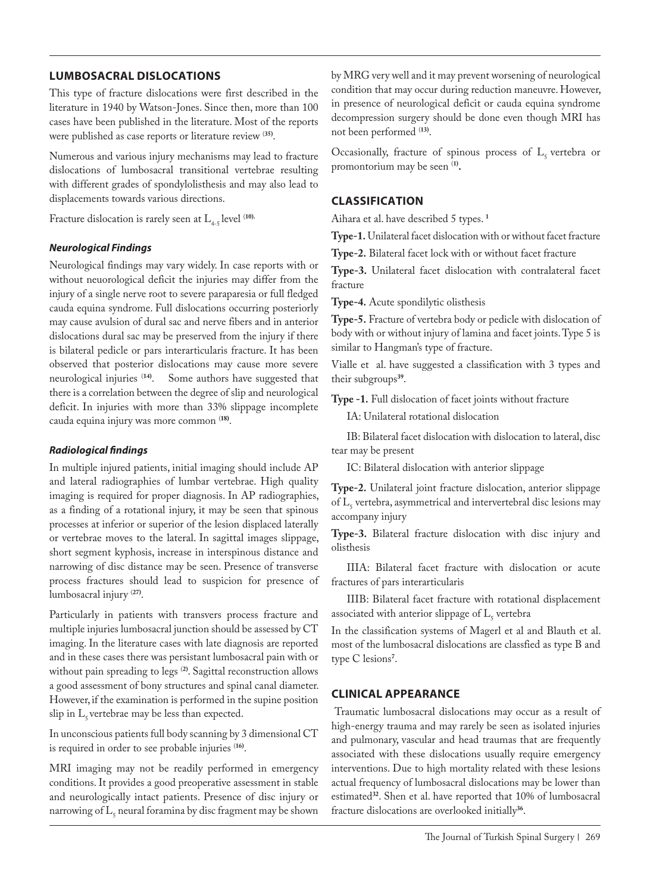## LUMBOSACRAL DISLOCATIONS

This type of fracture dislocations were first described in the literature in 1940 by Watson-Jones. Since then, more than 100 cases have been published in the literature. Most of the reports were published as case reports or literature review [35].

Numerous and various injury mechanisms may lead to fracture dislocations of lumbosacral transitional vertebrae resulting with different grades of spondylolisthesis and may also lead to displacements towards various directions.

Fracture dislocation is rarely seen at $L_{4-5}$ level [10].

### *Neurological Findings*

Neurological findings may vary widely. In case reports with or without neuorological deficit the injuries may differ from the injury of a single nerve root to severe paraparesia or full fledged cauda equina syndrome. Full dislocations occurring posteriorly may cause avulsion of dural sac and nerve fibers and in anterior dislocations dural sac may be preserved from the injury if there is bilateral pedicle or pars interarticularis fracture. It has been observed that posterior dislocations may cause more severe neurological injuries [14]. Some authors have suggested that there is a correlation between the degree of slip and neurological deficit. In injuries with more than 33% slippage incomplete cauda equina injury was more common [18].

### *Radiological findings*

In multiple injured patients, initial imaging should include AP and lateral radiographies of lumbar vertebrae. High quality imaging is required for proper diagnosis. In AP radiographies, as a finding of a rotational injury, it may be seen that spinous processes at inferior or superior of the lesion displaced laterally or vertebrae moves to the lateral. In sagittal images slippage, short segment kyphosis, increase in interspinous distance and narrowing of disc distance may be seen. Presence of transverse process fractures should lead to suspicion for presence of lumbosacral injury [27].

Particularly in patients with transvers process fracture and multiple injuries lumbosacral junction should be assessed by CT imaging. In the literature cases with late diagnosis are reported and in these cases there was persistant lumbosacral pain with or without pain spreading to legs [2]. Sagittal reconstruction allows a good assessment of bony structures and spinal canal diameter. However, if the examination is performed in the supine position slip in $L_5$ vertebrae may be less than expected.

In unconscious patients full body scanning by 3 dimensional CT is required in order to see probable injuries [16].

MRI imaging may not be readily performed in emergency conditions. It provides a good preoperative assessment in stable and neurologically intact patients. Presence of disc injury or narrowing of $L_5$ neural foramina by disc fragment may be shown by MRG very well and it may prevent worsening of neurological condition that may occur during reduction maneuvre. However, in presence of neurological deficit or cauda equina syndrome decompression surgery should be done even though MRI has not been performed [13].

Occasionally, fracture of spinous process of $L_5$ vertebra or promontorium may be seen [1].

## CLASSIFICATION

Aihara et al. have described 5 types. [1]

**Type-1.** Unilateral facet dislocation with or without facet fracture

**Type-2.** Bilateral facet lock with or without facet fracture

**Type-3.** Unilateral facet dislocation with contralateral facet fracture

**Type-4.** Acute spondilytic olisthesis

**Type-5.** Fracture of vertebra body or pedicle with dislocation of body with or without injury of lamina and facet joints. Type 5 is similar to Hangman's type of fracture.

Vialle et al. have suggested a classification with 3 types and their subgroups[39].

**Type -1.** Full dislocation of facet joints without fracture

IA: Unilateral rotational dislocation

IB: Bilateral facet dislocation with dislocation to lateral, disc tear may be present

IC: Bilateral dislocation with anterior slippage

**Type-2.** Unilateral joint fracture dislocation, anterior slippage of $L_5$ vertebra, asymmetrical and intervertebral disc lesions may accompany injury

**Type-3.** Bilateral fracture dislocation with disc injury and olisthesis

IIIA: Bilateral facet fracture with dislocation or acute fractures of pars interarticularis

IIIB: Bilateral facet fracture with rotational displacement associated with anterior slippage of $L_5$ vertebra

In the classification systems of Magerl et al and Blauth et al. most of the lumbosacral dislocations are classfied as type B and type C lesions[7].

## CLINICAL APPEARANCE

Traumatic lumbosacral dislocations may occur as a result of high-energy trauma and may rarely be seen as isolated injuries and pulmonary, vascular and head traumas that are frequently associated with these dislocations usually require emergency interventions. Due to high mortality related with these lesions actual frequency of lumbosacral dislocations may be lower than estimated[32]. Shen et al. have reported that 10% of lumbosacral fracture dislocations are overlooked initially[36].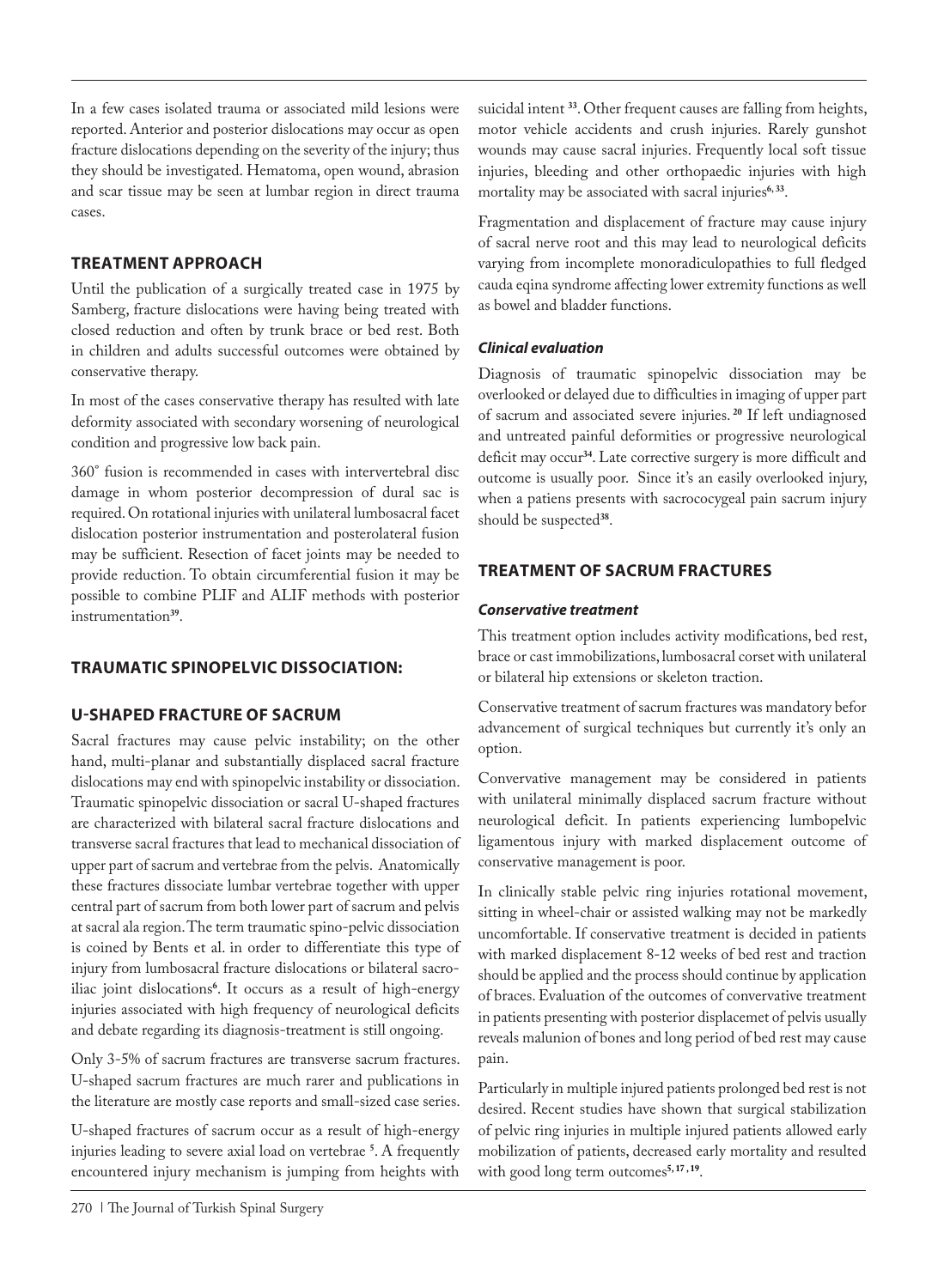In a few cases isolated trauma or associated mild lesions were reported. Anterior and posterior dislocations may occur as open fracture dislocations depending on the severity of the injury; thus they should be investigated. Hematoma, open wound, abrasion and scar tissue may be seen at lumbar region in direct trauma cases.

## TREATMENT APPROACH

Until the publication of a surgically treated case in 1975 by Samberg, fracture dislocations were having being treated with closed reduction and often by trunk brace or bed rest. Both in children and adults successful outcomes were obtained by conservative therapy.

In most of the cases conservative therapy has resulted with late deformity associated with secondary worsening of neurological condition and progressive low back pain.

360˚ fusion is recommended in cases with intervertebral disc damage in whom posterior decompression of dural sac is required. On rotational injuries with unilateral lumbosacral facet dislocation posterior instrumentation and posterolateral fusion may be sufficient. Resection of facet joints may be needed to provide reduction. To obtain circumferential fusion it may be possible to combine PLIF and ALIF methods with posterior instrumentation[39].

## TRAUMATIC SPINOPELVIC DISSOCIATION:

## U-SHAPED FRACTURE OF SACRUM

Sacral fractures may cause pelvic instability; on the other hand, multi-planar and substantially displaced sacral fracture dislocations may end with spinopelvic instability or dissociation. Traumatic spinopelvic dissociation or sacral U-shaped fractures are characterized with bilateral sacral fracture dislocations and transverse sacral fractures that lead to mechanical dissociation of upper part of sacrum and vertebrae from the pelvis. Anatomically these fractures dissociate lumbar vertebrae together with upper central part of sacrum from both lower part of sacrum and pelvis at sacral ala region. The term traumatic spino-pelvic dissociation is coined by Bents et al. in order to differentiate this type of injury from lumbosacral fracture dislocations or bilateral sacro-iliac joint dislocations[6]. It occurs as a result of high-energy injuries associated with high frequency of neurological deficits and debate regarding its diagnosis-treatment is still ongoing.

Only 3-5% of sacrum fractures are transverse sacrum fractures. U-shaped sacrum fractures are much rarer and publications in the literature are mostly case reports and small-sized case series.

U-shaped fractures of sacrum occur as a result of high-energy injuries leading to severe axial load on vertebrae [5]. A frequently encountered injury mechanism is jumping from heights with suicidal intent [33]. Other frequent causes are falling from heights, motor vehicle accidents and crush injuries. Rarely gunshot wounds may cause sacral injuries. Frequently local soft tissue injuries, bleeding and other orthopaedic injuries with high mortality may be associated with sacral injuries[6, 33].

Fragmentation and displacement of fracture may cause injury of sacral nerve root and this may lead to neurological deficits varying from incomplete monoradiculopathies to full fledged cauda eqina syndrome affecting lower extremity functions as well as bowel and bladder functions.

### *Clinical evaluation*

Diagnosis of traumatic spinopelvic dissociation may be overlooked or delayed due to difficulties in imaging of upper part of sacrum and associated severe injuries. [20] If left undiagnosed and untreated painful deformities or progressive neurological deficit may occur[34]. Late corrective surgery is more difficult and outcome is usually poor. Since it's an easily overlooked injury, when a patiens presents with sacrococygeal pain sacrum injury should be suspected[38].

## TREATMENT OF SACRUM FRACTURES

### *Conservative treatment*

This treatment option includes activity modifications, bed rest, brace or cast immobilizations, lumbosacral corset with unilateral or bilateral hip extensions or skeleton traction.

Conservative treatment of sacrum fractures was mandatory befor advancement of surgical techniques but currently it's only an option.

Convervative management may be considered in patients with unilateral minimally displaced sacrum fracture without neurological deficit. In patients experiencing lumbopelvic ligamentous injury with marked displacement outcome of conservative management is poor.

In clinically stable pelvic ring injuries rotational movement, sitting in wheel-chair or assisted walking may not be markedly uncomfortable. If conservative treatment is decided in patients with marked displacement 8-12 weeks of bed rest and traction should be applied and the process should continue by application of braces. Evaluation of the outcomes of convervative treatment in patients presenting with posterior displacemet of pelvis usually reveals malunion of bones and long period of bed rest may cause pain.

Particularly in multiple injured patients prolonged bed rest is not desired. Recent studies have shown that surgical stabilization of pelvic ring injuries in multiple injured patients allowed early mobilization of patients, decreased early mortality and resulted with good long term outcomes[5, 17, 19].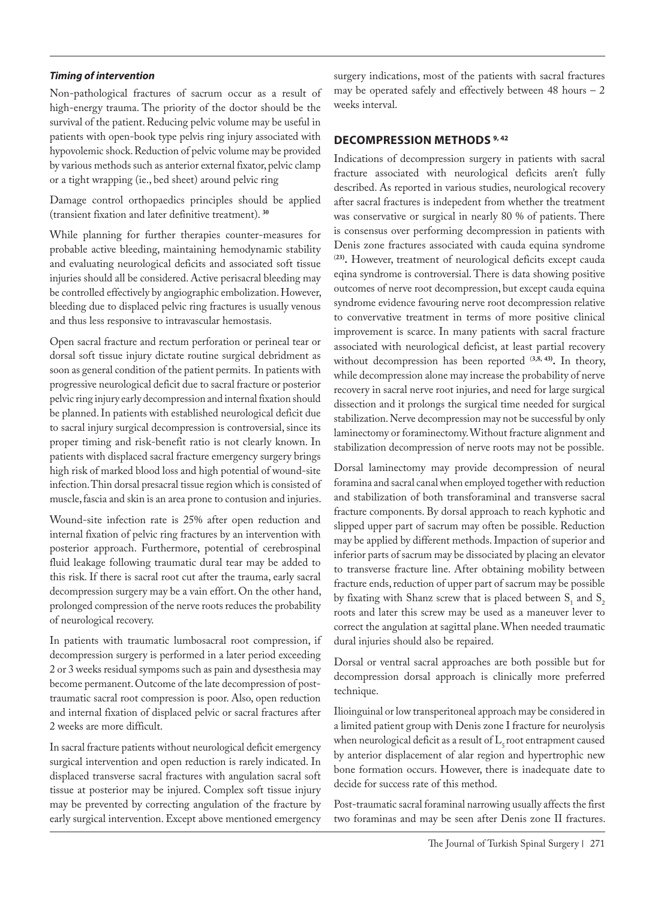### *Timing of intervention*

Non-pathological fractures of sacrum occur as a result of high-energy trauma. The priority of the doctor should be the survival of the patient. Reducing pelvic volume may be useful in patients with open-book type pelvis ring injury associated with hypovolemic shock. Reduction of pelvic volume may be provided by various methods such as anterior external fixator, pelvic clamp or a tight wrapping (ie., bed sheet) around pelvic ring

Damage control orthopaedics principles should be applied (transient fixation and later definitive treatment). [30]

While planning for further therapies counter-measures for probable active bleeding, maintaining hemodynamic stability and evaluating neurological deficits and associated soft tissue injuries should all be considered. Active perisacral bleeding may be controlled effectively by angiographic embolization. However, bleeding due to displaced pelvic ring fractures is usually venous and thus less responsive to intravascular hemostasis.

Open sacral fracture and rectum perforation or perineal tear or dorsal soft tissue injury dictate routine surgical debridment as soon as general condition of the patient permits. In patients with progressive neurological deficit due to sacral fracture or posterior pelvic ring injury early decompression and internal fixation should be planned. In patients with established neurological deficit due to sacral injury surgical decompression is controversial, since its proper timing and risk-benefit ratio is not clearly known. In patients with displaced sacral fracture emergency surgery brings high risk of marked blood loss and high potential of wound-site infection. Thin dorsal presacral tissue region which is consisted of muscle, fascia and skin is an area prone to contusion and injuries.

Wound-site infection rate is 25% after open reduction and internal fixation of pelvic ring fractures by an intervention with posterior approach. Furthermore, potential of cerebrospinal fluid leakage following traumatic dural tear may be added to this risk. If there is sacral root cut after the trauma, early sacral decompression surgery may be a vain effort. On the other hand, prolonged compression of the nerve roots reduces the probability of neurological recovery.

In patients with traumatic lumbosacral root compression, if decompression surgery is performed in a later period exceeding 2 or 3 weeks residual sympoms such as pain and dysesthesia may become permanent. Outcome of the late decompression of post-traumatic sacral root compression is poor. Also, open reduction and internal fixation of displaced pelvic or sacral fractures after 2 weeks are more difficult.

In sacral fracture patients without neurological deficit emergency surgical intervention and open reduction is rarely indicated. In displaced transverse sacral fractures with angulation sacral soft tissue at posterior may be injured. Complex soft tissue injury may be prevented by correcting angulation of the fracture by early surgical intervention. Except above mentioned emergency surgery indications, most of the patients with sacral fractures may be operated safely and effectively between 48 hours – 2 weeks interval.

## DECOMPRESSION METHODS [9, 42]

Indications of decompression surgery in patients with sacral fracture associated with neurological deficits aren't fully described. As reported in various studies, neurological recovery after sacral fractures is indepedent from whether the treatment was conservative or surgical in nearly 80 % of patients. There is consensus over performing decompression in patients with Denis zone fractures associated with cauda equina syndrome [23]. However, treatment of neurological deficits except cauda eqina syndrome is controversial. There is data showing positive outcomes of nerve root decompression, but except cauda equina syndrome evidence favouring nerve root decompression relative to convervative treatment in terms of more positive clinical improvement is scarce. In many patients with sacral fracture associated with neurological deficist, at least partial recovery without decompression has been reported [3,8, 43]. In theory, while decompression alone may increase the probability of nerve recovery in sacral nerve root injuries, and need for large surgical dissection and it prolongs the surgical time needed for surgical stabilization. Nerve decompression may not be successful by only laminectomy or foraminectomy. Without fracture alignment and stabilization decompression of nerve roots may not be possible.

Dorsal laminectomy may provide decompression of neural foramina and sacral canal when employed together with reduction and stabilization of both transforaminal and transverse sacral fracture components. By dorsal approach to reach kyphotic and slipped upper part of sacrum may often be possible. Reduction may be applied by different methods. Impaction of superior and inferior parts of sacrum may be dissociated by placing an elevator to transverse fracture line. After obtaining mobility between fracture ends, reduction of upper part of sacrum may be possible by fixating with Shanz screw that is placed between $S_1$ and $S_2$ roots and later this screw may be used as a maneuver lever to correct the angulation at sagittal plane. When needed traumatic dural injuries should also be repaired.

Dorsal or ventral sacral approaches are both possible but for decompression dorsal approach is clinically more preferred technique.

Ilioinguinal or low transperitoneal approach may be considered in a limited patient group with Denis zone I fracture for neurolysis when neurological deficit as a result of $L_5$ root entrapment caused by anterior displacement of alar region and hypertrophic new bone formation occurs. However, there is inadequate date to decide for success rate of this method.

Post-traumatic sacral foraminal narrowing usually affects the first two foraminas and may be seen after Denis zone II fractures.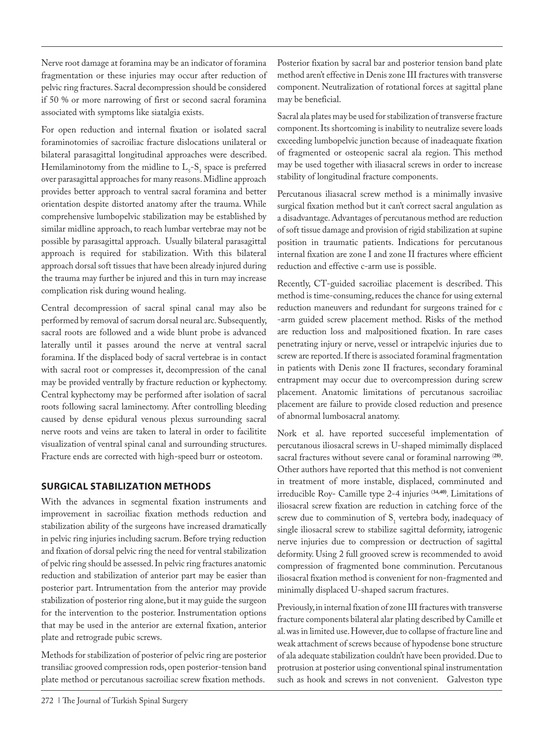Nerve root damage at foramina may be an indicator of foramina fragmentation or these injuries may occur after reduction of pelvic ring fractures. Sacral decompression should be considered if 50 % or more narrowing of first or second sacral foramina associated with symptoms like siatalgia exists.

For open reduction and internal fixation or isolated sacral foraminotomies of sacroiliac fracture dislocations unilateral or bilateral parasagittal longitudinal approaches were described. Hemilaminotomy from the midline to $L_5$-$S_1$ space is preferred over parasagittal approaches for many reasons. Midline approach provides better approach to ventral sacral foramina and better orientation despite distorted anatomy after the trauma. While comprehensive lumbopelvic stabilization may be established by similar midline approach, to reach lumbar vertebrae may not be possible by parasagittal approach. Usually bilateral parasagittal approach is required for stabilization. With this bilateral approach dorsal soft tissues that have been already injured during the trauma may further be injured and this in turn may increase complication risk during wound healing.

Central decompression of sacral spinal canal may also be performed by removal of sacrum dorsal neural arc. Subsequently, sacral roots are followed and a wide blunt probe is advanced laterally until it passes around the nerve at ventral sacral foramina. If the displaced body of sacral vertebrae is in contact with sacral root or compresses it, decompression of the canal may be provided ventrally by fracture reduction or kyphectomy. Central kyphectomy may be performed after isolation of sacral roots following sacral laminectomy. After controlling bleeding caused by dense epidural venous plexus surrounding sacral nerve roots and veins are taken to lateral in order to facilitite visualization of ventral spinal canal and surrounding structures. Fracture ends are corrected with high-speed burr or osteotom.

## SURGICAL STABILIZATION METHODS

With the advances in segmental fixation instruments and improvement in sacroiliac fixation methods reduction and stabilization ability of the surgeons have increased dramatically in pelvic ring injuries including sacrum. Before trying reduction and fixation of dorsal pelvic ring the need for ventral stabilization of pelvic ring should be assessed. In pelvic ring fractures anatomic reduction and stabilization of anterior part may be easier than posterior part. Intrumentation from the anterior may provide stabilization of posterior ring alone, but it may guide the surgeon for the intervention to the posterior. Instrumentation options that may be used in the anterior are external fixation, anterior plate and retrograde pubic screws.

Methods for stabilization of posterior of pelvic ring are posterior transilliac grooved compression rods, open posterior-tension band plate method or percutanous sacroiliac screw fixation methods. Posterior fixation by sacral bar and posterior tension band plate method aren't effective in Denis zone III fractures with transverse component. Neutralization of rotational forces at sagittal plane may be beneficial.

Sacral ala plates may be used for stabilization of transverse fracture component. Its shortcoming is inability to neutralize severe loads exceeding lumbopelvic junction because of inadequate fixation of fragmented or osteopenic sacral ala region. This method may be used together with iliasacral screws in order to increase stability of longitudinal fracture components.

Percutanous iliasacral screw method is a minimally invasive surgical fixation method but it can't correct sacral angulation as a disadvantage. Advantages of percutanous method are reduction of soft tissue damage and provision of rigid stabilization at supine position in traumatic patients. Indications for percutanous internal fixation are zone I and zone II fractures where efficient reduction and effective c-arm use is possible.

Recently, CT-guided sacroiliac placement is described. This method is time-consuming, reduces the chance for using external reduction maneuvers and redundant for surgeons trained for c -arm guided screw placement method. Risks of the method are reduction loss and malpositioned fixation. In rare cases penetrating injury or nerve, vessel or intrapelvic injuries due to screw are reported. If there is associated foraminal fragmentation in patients with Denis zone II fractures, secondary foraminal entrapment may occur due to overcompression during screw placement. Anatomic limitations of percutanous sacroiliac placement are failure to provide closed reduction and presence of abnormal lumbosacral anatomy.

Nork et al. have reported succeseful implementation of percutanous iliosacral screws in U-shaped mimimally displaced sacral fractures without severe canal or foraminal narrowing [28]. Other authors have reported that this method is not convenient in treatment of more instable, displaced, comminuted and irreducible Roy- Camille type 2-4 injuries [34,40]. Limitations of iliosacral screw fixation are reduction in catching force of the screw due to comminution of $S_1$ vertebra body, inadequacy of single iliosacral screw to stabilize sagittal deformity, iatrogenic nerve injuries due to compression or dectruction of sagittal deformity. Using 2 full grooved screw is recommended to avoid compression of fragmented bone comminution. Percutanous iliosacral fixation method is convenient for non-fragmented and minimally displaced U-shaped sacrum fractures.

Previously, in internal fixation of zone III fractures with transverse fracture components bilateral alar plating described by Camille et al. was in limited use. However, due to collapse of fracture line and weak attachment of screws because of hypodense bone structure of ala adequate stabilization couldn't have been provided. Due to protrusion at posterior using conventional spinal instrumentation such as hook and screws in not convenient. Galveston type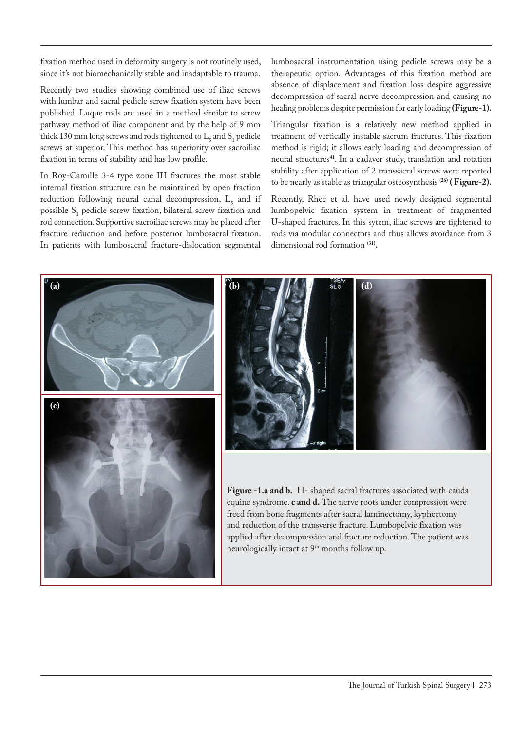fixation method used in deformity surgery is not routinely used, since it's not biomechanically stable and inadaptable to trauma.

Recently two studies showing combined use of iliac screws with lumbar and sacral pedicle screw fixation system have been published. Luque rods are used in a method similar to screw pathway method of iliac component and by the help of 9 mm thick 130 mm long screws and rods tightened to $L_5$ and $S_1$ pedicle screws at superior. This method has superiority over sacroiliac fixation in terms of stability and has low profile.

In Roy-Camille 3-4 type zone III fractures the most stable internal fixation structure can be maintained by open fraction reduction following neural canal decompression, $L_5$ and if possible $S_1$ pedicle screw fixation, bilateral screw fixation and rod connection. Supportive sacroiliac screws may be placed after fracture reduction and before posterior lumbosacral fixation. In patients with lumbosacral fracture-dislocation segmental lumbosacral instrumentation using pedicle screws may be a therapeutic option. Advantages of this fixation method are absence of displacement and fixation loss despite aggressive decompression of sacral nerve decompression and causing no healing problems despite permission for early loading **(Figure-1).**

Triangular fixation is a relatively new method applied in treatment of vertically instable sacrum fractures. This fixation method is rigid; it allows early loading and decompression of neural structures[41]. In a cadaver study, translation and rotation stability after application of 2 transsacral screws were reported to be nearly as stable as triangular osteosynthesis [26] **( Figure-2).**

Recently, Rhee et al. have used newly designed segmental lumbopelvic fixation system in treatment of fragmented U-shaped fractures. In this sytem, iliac screws are tightened to rods via modular connectors and thus allows avoidance from 3 dimensional rod formation [31]**.**

**Figure -1.a and b.** H- shaped sacral fractures associated with cauda equine syndrome. **c and d.** The nerve roots under compression were freed from bone fragments after sacral laminectomy, kyphectomy and reduction of the transverse fracture. Lumbopelvic fixation was applied after decompression and fracture reduction. The patient was neurologically intact at 9th months follow up.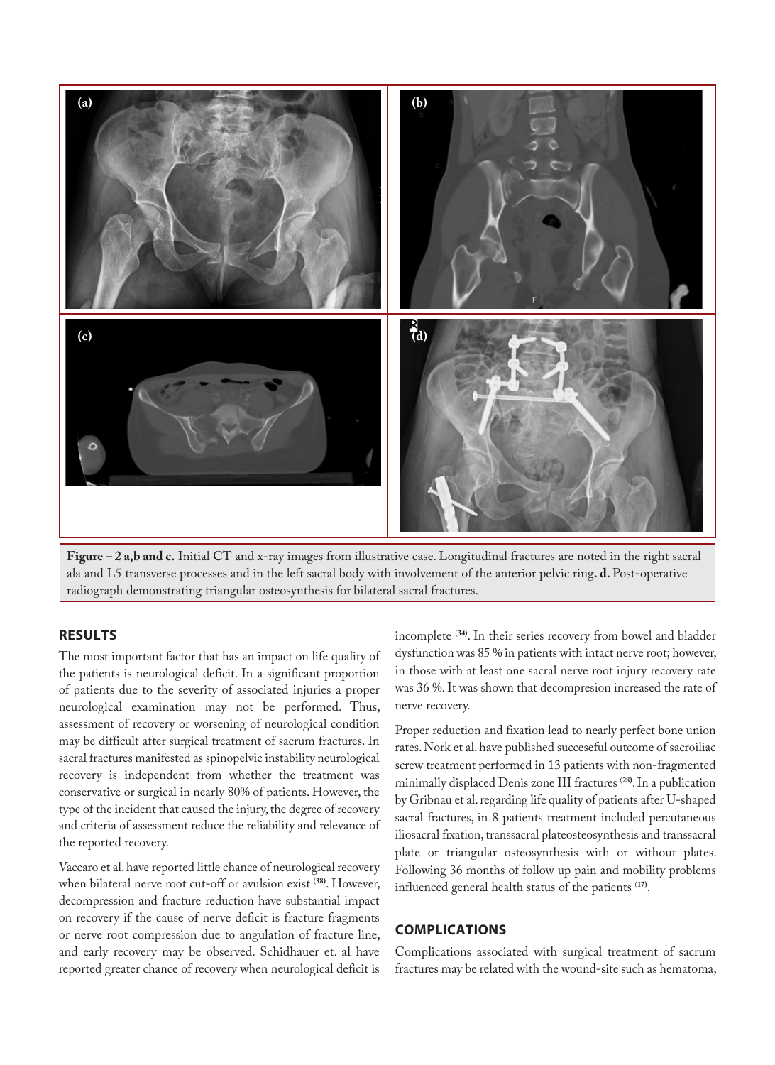**Figure – 2 a,b and c.** Initial CT and x-ray images from illustrative case. Longitudinal fractures are noted in the right sacral ala and L5 transverse processes and in the left sacral body with involvement of the anterior pelvic ring**. d.** Post-operative radiograph demonstrating triangular osteosynthesis for bilateral sacral fractures.

## RESULTS

The most important factor that has an impact on life quality of the patients is neurological deficit. In a significant proportion of patients due to the severity of associated injuries a proper neurological examination may not be performed. Thus, assessment of recovery or worsening of neurological condition may be difficult after surgical treatment of sacrum fractures. In sacral fractures manifested as spinopelvic instability neurological recovery is independent from whether the treatment was conservative or surgical in nearly 80% of patients. However, the type of the incident that caused the injury, the degree of recovery and criteria of assessment reduce the reliability and relevance of the reported recovery.

Vaccaro et al. have reported little chance of neurological recovery when bilateral nerve root cut-off or avulsion exist [38]. However, decompression and fracture reduction have substantial impact on recovery if the cause of nerve deficit is fracture fragments or nerve root compression due to angulation of fracture line, and early recovery may be observed. Schidhauer et. al have reported greater chance of recovery when neurological deficit is incomplete [34]. In their series recovery from bowel and bladder dysfunction was 85 % in patients with intact nerve root; however, in those with at least one sacral nerve root injury recovery rate was 36 %. It was shown that decompresion increased the rate of nerve recovery.

Proper reduction and fixation lead to nearly perfect bone union rates. Nork et al. have published succeseful outcome of sacroiliac screw treatment performed in 13 patients with non-fragmented minimally displaced Denis zone III fractures [28]. In a publication by Gribnau et al. regarding life quality of patients after U-shaped sacral fractures, in 8 patients treatment included percutaneous iliosacral fixation, transsacral plateosteosynthesis and transsacral plate or triangular osteosynthesis with or without plates. Following 36 months of follow up pain and mobility problems influenced general health status of the patients [17].

## COMPLICATIONS

Complications associated with surgical treatment of sacrum fractures may be related with the wound-site such as hematoma,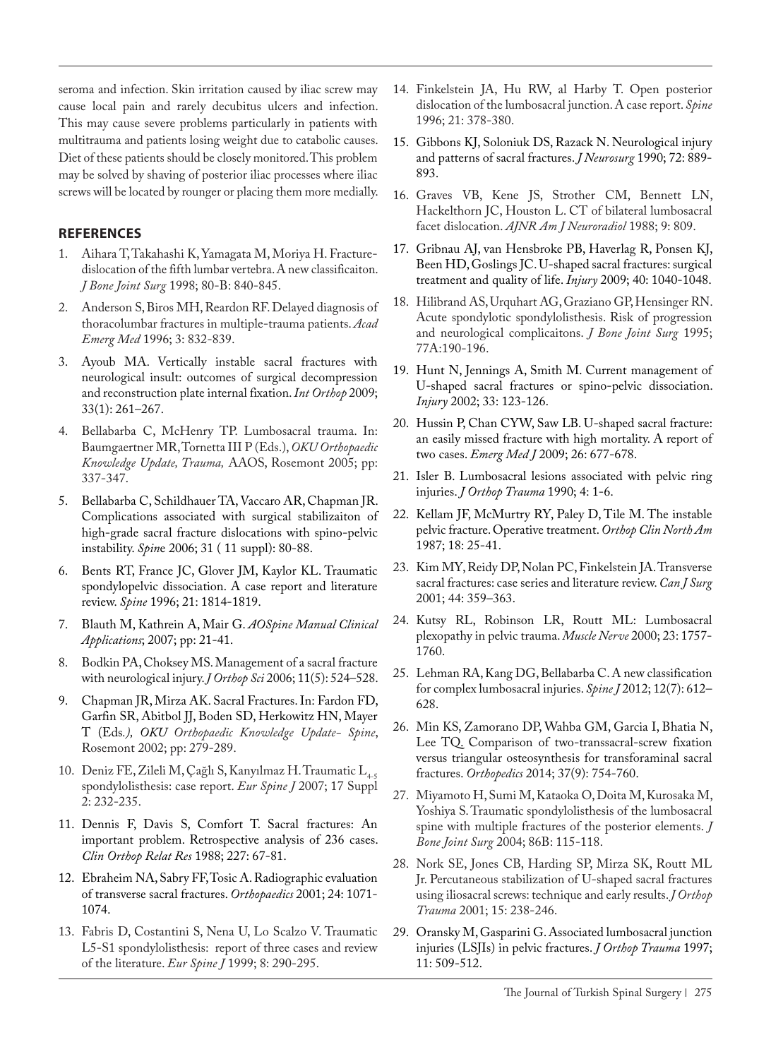seroma and infection. Skin irritation caused by iliac screw may cause local pain and rarely decubitus ulcers and infection. This may cause severe problems particularly in patients with multitrauma and patients losing weight due to catabolic causes. Diet of these patients should be closely monitored. This problem may be solved by shaving of posterior iliac processes where iliac screws will be located by rounger or placing them more medially.

## REFERENCES

1. Aihara T, Takahashi K, Yamagata M, Moriya H. Fracture-dislocation of the fifth lumbar vertebra. A new classificaiton. *J Bone Joint Surg* 1998; 80-B: 840-845.
2. Anderson S, Biros MH, Reardon RF. Delayed diagnosis of thoracolumbar fractures in multiple-trauma patients. *Acad Emerg Med* 1996; 3: 832-839.
3. Ayoub MA. Vertically instable sacral fractures with neurological insult: outcomes of surgical decompression and reconstruction plate internal fixation. *Int Orthop* 2009; 33(1): 261–267.
4. Bellabarba C, McHenry TP. Lumbosacral trauma. In: Baumgaertner MR, Tornetta III P (Eds.), *OKU Orthopaedic Knowledge Update, Trauma,* AAOS, Rosemont 2005; pp: 337-347.
5. Bellabarba C, Schildhauer TA, Vaccaro AR, Chapman JR. Complications associated with surgical stabilizaiton of high-grade sacral fracture dislocations with spino-pelvic instability. *Spin*e 2006; 31 ( 11 suppl): 80-88.
6. Bents RT, France JC, Glover JM, Kaylor KL. Traumatic spondylopelvic dissociation. A case report and literature review. *Spine* 1996; 21: 1814-1819.
7. Blauth M, Kathrein A, Mair G. *AOSpine Manual Clinical Applications*; 2007; pp: 21-41.
8. Bodkin PA, Choksey MS. Management of a sacral fracture with neurological injury. *J Orthop Sci* 2006; 11(5): 524–528.
9. Chapman JR, Mirza AK. Sacral Fractures. In: Fardon FD, Garfin SR, Abitbol JJ, Boden SD, Herkowitz HN, Mayer T (Eds*.), OKU Orthopaedic Knowledge Update- Spine*, Rosemont 2002; pp: 279-289.
10. Deniz FE, Zileli M, Çağlı S, Kanyılmaz H. Traumatic $L_{4-5}$ spondylolisthesis: case report. *Eur Spine J* 2007; 17 Suppl 2: 232-235.
11. Dennis F, Davis S, Comfort T. Sacral fractures: An important problem. Retrospective analysis of 236 cases. *Clin Orthop Relat Res* 1988; 227: 67-81.
12. Ebraheim NA, Sabry FF, Tosic A. Radiographic evaluation of transverse sacral fractures. *Orthopaedics* 2001; 24: 1071-1074.
13. Fabris D, Costantini S, Nena U, Lo Scalzo V. Traumatic L5-S1 spondylolisthesis: report of three cases and review of the literature. *Eur Spine J* 1999; 8: 290-295.
14. Finkelstein JA, Hu RW, al Harby T. Open posterior dislocation of the lumbosacral junction. A case report. *Spine* 1996; 21: 378-380.
15. Gibbons KJ, Soloniuk DS, Razack N. Neurological injury and patterns of sacral fractures. *J Neurosurg* 1990; 72: 889-893.
16. Graves VB, Kene JS, Strother CM, Bennett LN, Hackelthorn JC, Houston L. CT of bilateral lumbosacral facet dislocation. *AJNR Am J Neuroradiol* 1988; 9: 809.
17. Gribnau AJ, van Hensbroke PB, Haverlag R, Ponsen KJ, Been HD, Goslings JC. U-shaped sacral fractures: surgical treatment and quality of life. *Injury* 2009; 40: 1040-1048.
18. Hilibrand AS, Urquhart AG, Graziano GP, Hensinger RN. Acute spondylotic spondylolisthesis. Risk of progression and neurological complicaitons. *J Bone Joint Surg* 1995; 77A:190-196.
19. Hunt N, Jennings A, Smith M. Current management of U-shaped sacral fractures or spino-pelvic dissociation. *Injury* 2002; 33: 123-126.
20. Hussin P, Chan CYW, Saw LB. U-shaped sacral fracture: an easily missed fracture with high mortality. A report of two cases. *Emerg Med J* 2009; 26: 677-678.
21. Isler B. Lumbosacral lesions associated with pelvic ring injuries. *J Orthop Trauma* 1990; 4: 1-6.
22. Kellam JF, McMurtry RY, Paley D, Tile M. The instable pelvic fracture. Operative treatment. *Orthop Clin North Am* 1987; 18: 25-41.
23. Kim MY, Reidy DP, Nolan PC, Finkelstein JA. Transverse sacral fractures: case series and literature review. *Can J Surg* 2001; 44: 359–363.
24. Kutsy RL, Robinson LR, Routt ML: Lumbosacral plexopathy in pelvic trauma. *Muscle Nerve* 2000; 23: 1757-1760.
25. Lehman RA, Kang DG, Bellabarba C. A new classification for complex lumbosacral injuries. *Spine J* 2012; 12(7): 612–628.
26. Min KS, Zamorano DP, Wahba GM, Garcia I, Bhatia N, Lee TQ. Comparison of two-transsacral-screw fixation versus triangular osteosynthesis for transforaminal sacral fractures. *Orthopedics* 2014; 37(9): 754-760.
27. Miyamoto H, Sumi M, Kataoka O, Doita M, Kurosaka M, Yoshiya S. Traumatic spondylolisthesis of the lumbosacral spine with multiple fractures of the posterior elements. *J Bone Joint Surg* 2004; 86B: 115-118.
28. Nork SE, Jones CB, Harding SP, Mirza SK, Routt ML Jr. Percutaneous stabilization of U-shaped sacral fractures using iliosacral screws: technique and early results. *J Orthop Trauma* 2001; 15: 238-246.
29. Oransky M, Gasparini G. Associated lumbosacral junction injuries (LSJIs) in pelvic fractures. *J Orthop Trauma* 1997; 11: 509-512.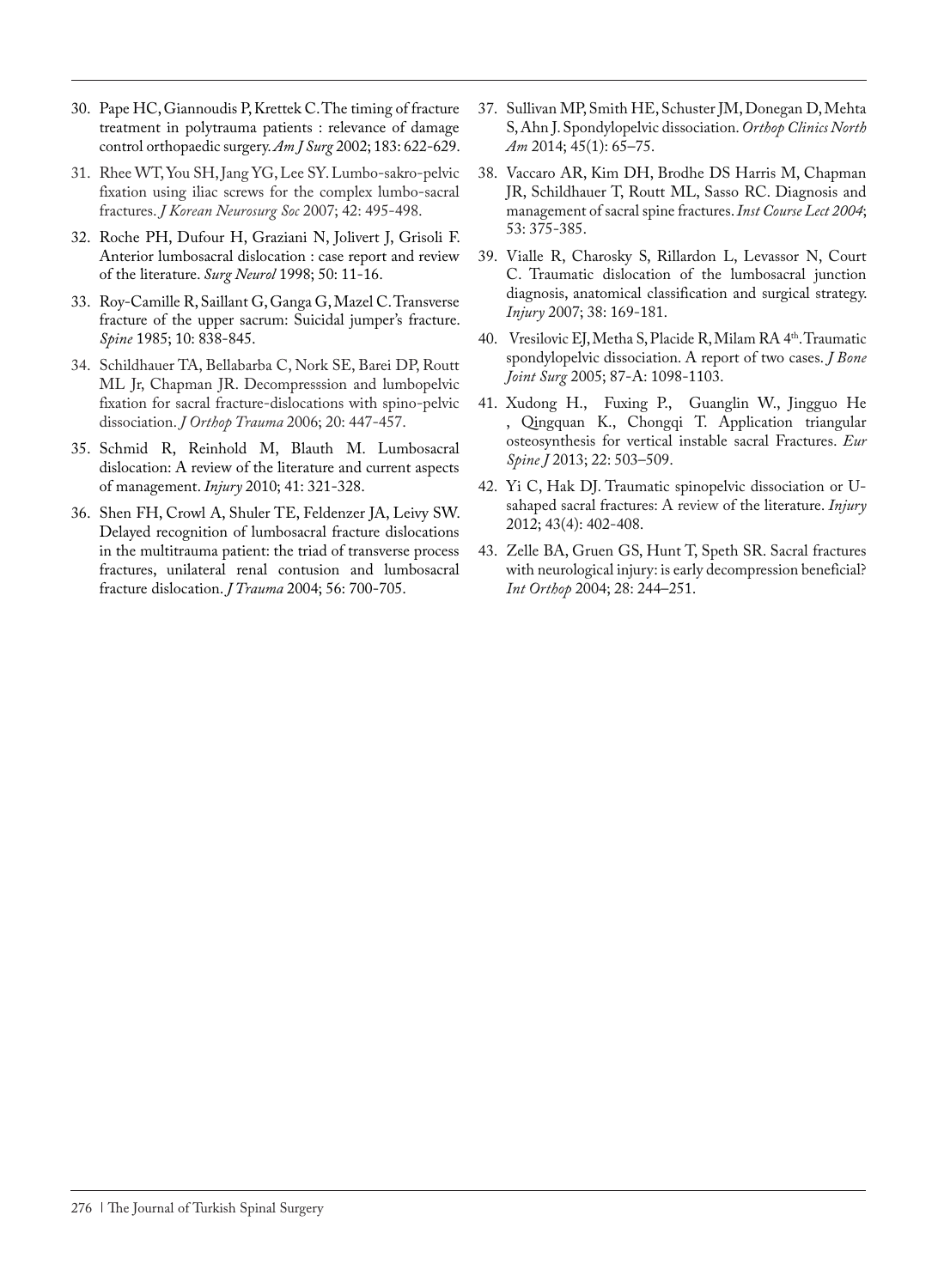30. Pape HC, Giannoudis P, Krettek C. The timing of fracture treatment in polytrauma patients : relevance of damage control orthopaedic surgery. *Am J Surg* 2002; 183: 622-629.
31. Rhee WT, You SH, Jang YG, Lee SY. Lumbo-sakro-pelvic fixation using iliac screws for the complex lumbo-sacral fractures. *J Korean Neurosurg Soc* 2007; 42: 495-498.
32. Roche PH, Dufour H, Graziani N, Jolivert J, Grisoli F. Anterior lumbosacral dislocation : case report and review of the literature. *Surg Neurol* 1998; 50: 11-16.
33. Roy-Camille R, Saillant G, Ganga G, Mazel C. Transverse fracture of the upper sacrum: Suicidal jumper's fracture. *Spine* 1985; 10: 838-845.
34. Schildhauer TA, Bellabarba C, Nork SE, Barei DP, Routt ML Jr, Chapman JR. Decompresssion and lumbopelvic fixation for sacral fracture-dislocations with spino-pelvic dissociation. *J Orthop Trauma* 2006; 20: 447-457.
35. Schmid R, Reinhold M, Blauth M. Lumbosacral dislocation: A review of the literature and current aspects of management. *Injury* 2010; 41: 321-328.
36. Shen FH, Crowl A, Shuler TE, Feldenzer JA, Leivy SW. Delayed recognition of lumbosacral fracture dislocations in the multitrauma patient: the triad of transverse process fractures, unilateral renal contusion and lumbosacral fracture dislocation. *J Trauma* 2004; 56: 700-705.
37. Sullivan MP, Smith HE, Schuster JM, Donegan D, Mehta S, Ahn J. Spondylopelvic dissociation. *Orthop Clinics North Am* 2014; 45(1): 65–75.
38. Vaccaro AR, Kim DH, Brodhe DS Harris M, Chapman JR, Schildhauer T, Routt ML, Sasso RC. Diagnosis and management of sacral spine fractures. *Inst Course Lect 2004*; 53: 375-385.
39. Vialle R, Charosky S, Rillardon L, Levassor N, Court C. Traumatic dislocation of the lumbosacral junction diagnosis, anatomical classification and surgical strategy. *Injury* 2007; 38: 169-181.
40. Vresilovic EJ, Metha S, Placide R, Milam RA 4th. Traumatic spondylopelvic dissociation. A report of two cases. *J Bone Joint Surg* 2005; 87-A: 1098-1103.
41. Xudong H., Fuxing P., Guanglin W., Jingguo He , Qingquan K., Chongqi T. Application triangular osteosynthesis for vertical instable sacral Fractures. *Eur Spine J* 2013; 22: 503–509.
42. Yi C, Hak DJ. Traumatic spinopelvic dissociation or U-sahaped sacral fractures: A review of the literature. *Injury* 2012; 43(4): 402-408.
43. Zelle BA, Gruen GS, Hunt T, Speth SR. Sacral fractures with neurological injury: is early decompression beneficial? *Int Orthop* 2004; 28: 244–251.